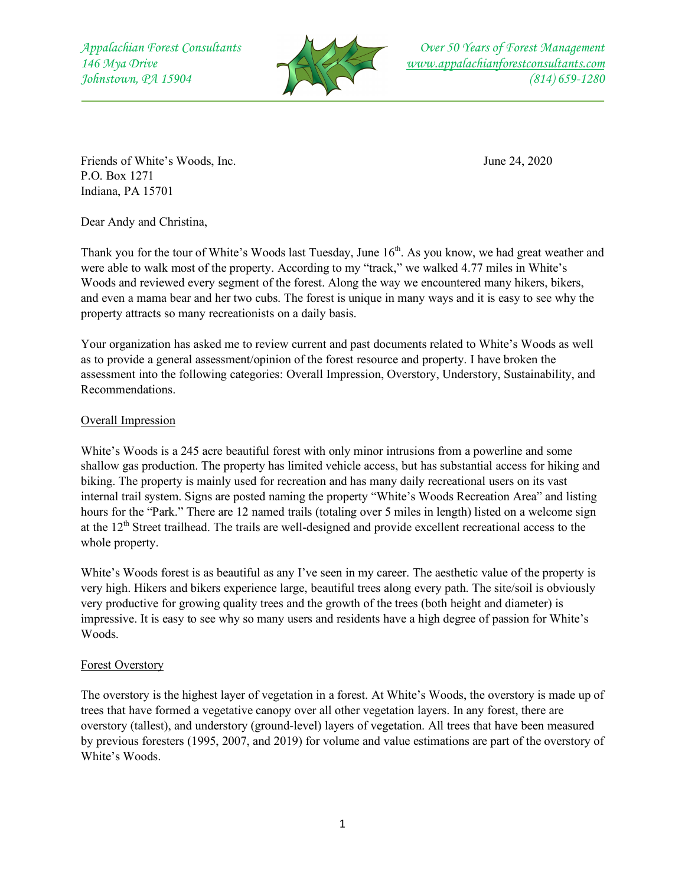Appalachian Forest Consultants
146 Mya Drive
Johnstown, PA 15904

Over 50 Years of Forest Management
www.appalachianforestconsultants.com
(814) 659-1280

Friends of White's Woods, Inc.
P.O. Box 1271
Indiana, PA 15701

June 24, 2020

Dear Andy and Christina,

Thank you for the tour of White's Woods last Tuesday, June 16th. As you know, we had great weather and were able to walk most of the property. According to my "track," we walked 4.77 miles in White's Woods and reviewed every segment of the forest. Along the way we encountered many hikers, bikers, and even a mama bear and her two cubs. The forest is unique in many ways and it is easy to see why the property attracts so many recreationists on a daily basis.

Your organization has asked me to review current and past documents related to White's Woods as well as to provide a general assessment/opinion of the forest resource and property. I have broken the assessment into the following categories: Overall Impression, Overstory, Understory, Sustainability, and Recommendations.

## Overall Impression

White's Woods is a 245 acre beautiful forest with only minor intrusions from a powerline and some shallow gas production. The property has limited vehicle access, but has substantial access for hiking and biking. The property is mainly used for recreation and has many daily recreational users on its vast internal trail system. Signs are posted naming the property "White's Woods Recreation Area" and listing hours for the "Park." There are 12 named trails (totaling over 5 miles in length) listed on a welcome sign at the 12th Street trailhead. The trails are well-designed and provide excellent recreational access to the whole property.

White's Woods forest is as beautiful as any I've seen in my career. The aesthetic value of the property is very high. Hikers and bikers experience large, beautiful trees along every path. The site/soil is obviously very productive for growing quality trees and the growth of the trees (both height and diameter) is impressive. It is easy to see why so many users and residents have a high degree of passion for White's Woods.

## Forest Overstory

The overstory is the highest layer of vegetation in a forest. At White's Woods, the overstory is made up of trees that have formed a vegetative canopy over all other vegetation layers. In any forest, there are overstory (tallest), and understory (ground-level) layers of vegetation. All trees that have been measured by previous foresters (1995, 2007, and 2019) for volume and value estimations are part of the overstory of White's Woods.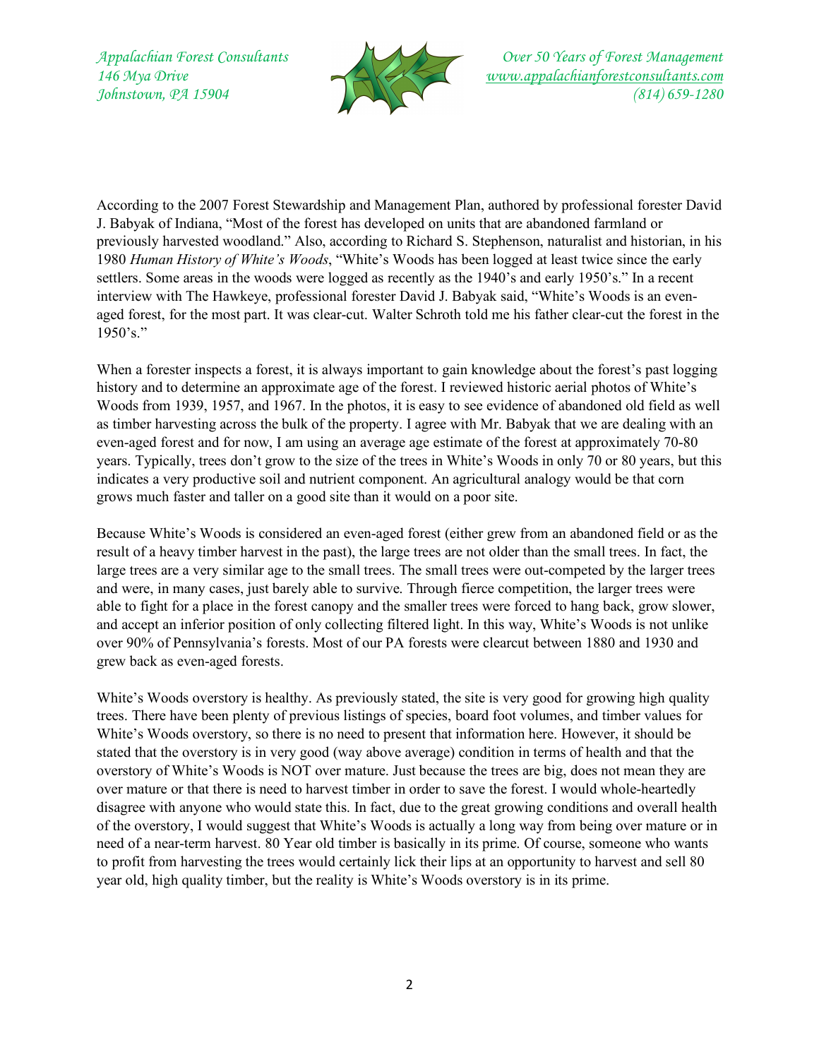According to the 2007 Forest Stewardship and Management Plan, authored by professional forester David J. Babyak of Indiana, "Most of the forest has developed on units that are abandoned farmland or previously harvested woodland." Also, according to Richard S. Stephenson, naturalist and historian, in his 1980 *Human History of White's Woods*, "White's Woods has been logged at least twice since the early settlers. Some areas in the woods were logged as recently as the 1940's and early 1950's." In a recent interview with The Hawkeye, professional forester David J. Babyak said, "White's Woods is an even-aged forest, for the most part. It was clear-cut. Walter Schroth told me his father clear-cut the forest in the 1950's."

When a forester inspects a forest, it is always important to gain knowledge about the forest's past logging history and to determine an approximate age of the forest. I reviewed historic aerial photos of White's Woods from 1939, 1957, and 1967. In the photos, it is easy to see evidence of abandoned old field as well as timber harvesting across the bulk of the property. I agree with Mr. Babyak that we are dealing with an even-aged forest and for now, I am using an average age estimate of the forest at approximately 70-80 years. Typically, trees don't grow to the size of the trees in White's Woods in only 70 or 80 years, but this indicates a very productive soil and nutrient component. An agricultural analogy would be that corn grows much faster and taller on a good site than it would on a poor site.

Because White's Woods is considered an even-aged forest (either grew from an abandoned field or as the result of a heavy timber harvest in the past), the large trees are not older than the small trees. In fact, the large trees are a very similar age to the small trees. The small trees were out-competed by the larger trees and were, in many cases, just barely able to survive. Through fierce competition, the larger trees were able to fight for a place in the forest canopy and the smaller trees were forced to hang back, grow slower, and accept an inferior position of only collecting filtered light. In this way, White's Woods is not unlike over 90% of Pennsylvania's forests. Most of our PA forests were clearcut between 1880 and 1930 and grew back as even-aged forests.

White's Woods overstory is healthy. As previously stated, the site is very good for growing high quality trees. There have been plenty of previous listings of species, board foot volumes, and timber values for White's Woods overstory, so there is no need to present that information here. However, it should be stated that the overstory is in very good (way above average) condition in terms of health and that the overstory of White's Woods is NOT over mature. Just because the trees are big, does not mean they are over mature or that there is need to harvest timber in order to save the forest. I would whole-heartedly disagree with anyone who would state this. In fact, due to the great growing conditions and overall health of the overstory, I would suggest that White's Woods is actually a long way from being over mature or in need of a near-term harvest. 80 Year old timber is basically in its prime. Of course, someone who wants to profit from harvesting the trees would certainly lick their lips at an opportunity to harvest and sell 80 year old, high quality timber, but the reality is White's Woods overstory is in its prime.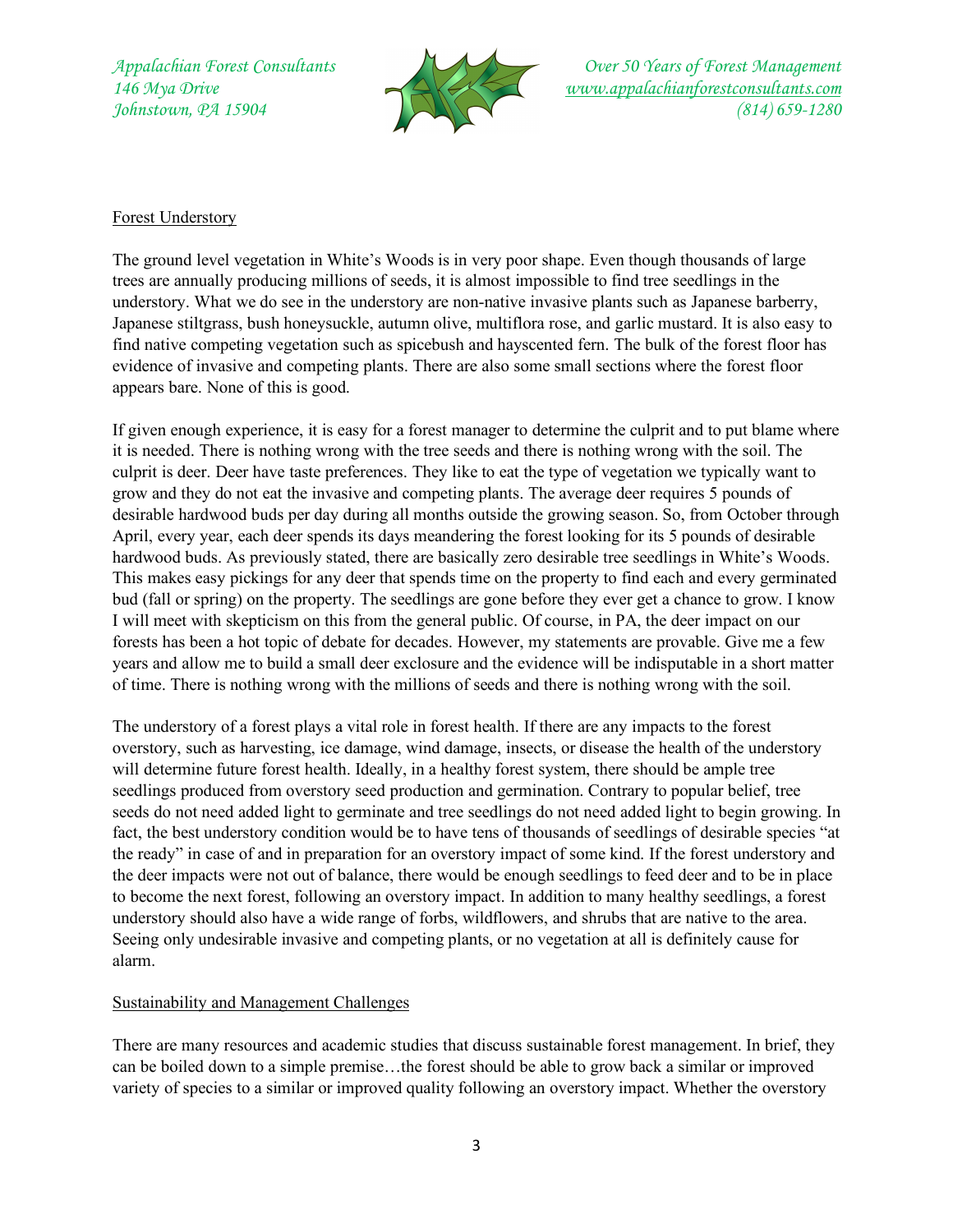## Forest Understory

The ground level vegetation in White's Woods is in very poor shape. Even though thousands of large trees are annually producing millions of seeds, it is almost impossible to find tree seedlings in the understory. What we do see in the understory are non-native invasive plants such as Japanese barberry, Japanese stiltgrass, bush honeysuckle, autumn olive, multiflora rose, and garlic mustard. It is also easy to find native competing vegetation such as spicebush and hayscented fern. The bulk of the forest floor has evidence of invasive and competing plants. There are also some small sections where the forest floor appears bare. None of this is good.

If given enough experience, it is easy for a forest manager to determine the culprit and to put blame where it is needed. There is nothing wrong with the tree seeds and there is nothing wrong with the soil. The culprit is deer. Deer have taste preferences. They like to eat the type of vegetation we typically want to grow and they do not eat the invasive and competing plants. The average deer requires 5 pounds of desirable hardwood buds per day during all months outside the growing season. So, from October through April, every year, each deer spends its days meandering the forest looking for its 5 pounds of desirable hardwood buds. As previously stated, there are basically zero desirable tree seedlings in White's Woods. This makes easy pickings for any deer that spends time on the property to find each and every germinated bud (fall or spring) on the property. The seedlings are gone before they ever get a chance to grow. I know I will meet with skepticism on this from the general public. Of course, in PA, the deer impact on our forests has been a hot topic of debate for decades. However, my statements are provable. Give me a few years and allow me to build a small deer exclosure and the evidence will be indisputable in a short matter of time. There is nothing wrong with the millions of seeds and there is nothing wrong with the soil.

The understory of a forest plays a vital role in forest health. If there are any impacts to the forest overstory, such as harvesting, ice damage, wind damage, insects, or disease the health of the understory will determine future forest health. Ideally, in a healthy forest system, there should be ample tree seedlings produced from overstory seed production and germination. Contrary to popular belief, tree seeds do not need added light to germinate and tree seedlings do not need added light to begin growing. In fact, the best understory condition would be to have tens of thousands of seedlings of desirable species "at the ready" in case of and in preparation for an overstory impact of some kind. If the forest understory and the deer impacts were not out of balance, there would be enough seedlings to feed deer and to be in place to become the next forest, following an overstory impact. In addition to many healthy seedlings, a forest understory should also have a wide range of forbs, wildflowers, and shrubs that are native to the area. Seeing only undesirable invasive and competing plants, or no vegetation at all is definitely cause for alarm.

## Sustainability and Management Challenges

There are many resources and academic studies that discuss sustainable forest management. In brief, they can be boiled down to a simple premise…the forest should be able to grow back a similar or improved variety of species to a similar or improved quality following an overstory impact. Whether the overstory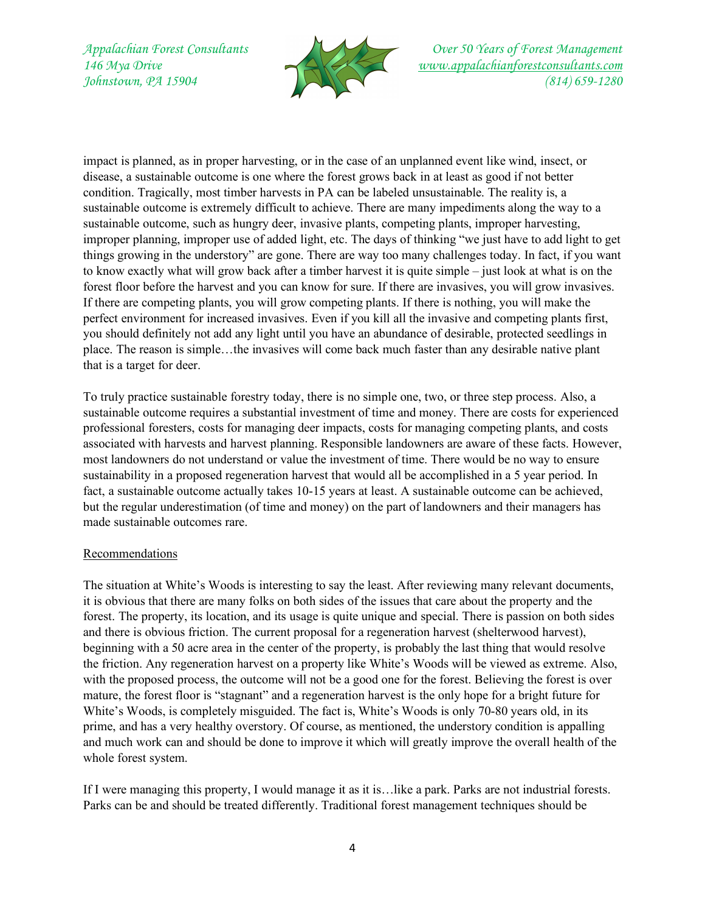impact is planned, as in proper harvesting, or in the case of an unplanned event like wind, insect, or disease, a sustainable outcome is one where the forest grows back in at least as good if not better condition. Tragically, most timber harvests in PA can be labeled unsustainable. The reality is, a sustainable outcome is extremely difficult to achieve. There are many impediments along the way to a sustainable outcome, such as hungry deer, invasive plants, competing plants, improper harvesting, improper planning, improper use of added light, etc. The days of thinking "we just have to add light to get things growing in the understory" are gone. There are way too many challenges today. In fact, if you want to know exactly what will grow back after a timber harvest it is quite simple – just look at what is on the forest floor before the harvest and you can know for sure. If there are invasives, you will grow invasives. If there are competing plants, you will grow competing plants. If there is nothing, you will make the perfect environment for increased invasives. Even if you kill all the invasive and competing plants first, you should definitely not add any light until you have an abundance of desirable, protected seedlings in place. The reason is simple…the invasives will come back much faster than any desirable native plant that is a target for deer.

To truly practice sustainable forestry today, there is no simple one, two, or three step process. Also, a sustainable outcome requires a substantial investment of time and money. There are costs for experienced professional foresters, costs for managing deer impacts, costs for managing competing plants, and costs associated with harvests and harvest planning. Responsible landowners are aware of these facts. However, most landowners do not understand or value the investment of time. There would be no way to ensure sustainability in a proposed regeneration harvest that would all be accomplished in a 5 year period. In fact, a sustainable outcome actually takes 10-15 years at least. A sustainable outcome can be achieved, but the regular underestimation (of time and money) on the part of landowners and their managers has made sustainable outcomes rare.

Recommendations

The situation at White's Woods is interesting to say the least. After reviewing many relevant documents, it is obvious that there are many folks on both sides of the issues that care about the property and the forest. The property, its location, and its usage is quite unique and special. There is passion on both sides and there is obvious friction. The current proposal for a regeneration harvest (shelterwood harvest), beginning with a 50 acre area in the center of the property, is probably the last thing that would resolve the friction. Any regeneration harvest on a property like White's Woods will be viewed as extreme. Also, with the proposed process, the outcome will not be a good one for the forest. Believing the forest is over mature, the forest floor is "stagnant" and a regeneration harvest is the only hope for a bright future for White's Woods, is completely misguided. The fact is, White's Woods is only 70-80 years old, in its prime, and has a very healthy overstory. Of course, as mentioned, the understory condition is appalling and much work can and should be done to improve it which will greatly improve the overall health of the whole forest system.

If I were managing this property, I would manage it as it is…like a park. Parks are not industrial forests. Parks can be and should be treated differently. Traditional forest management techniques should be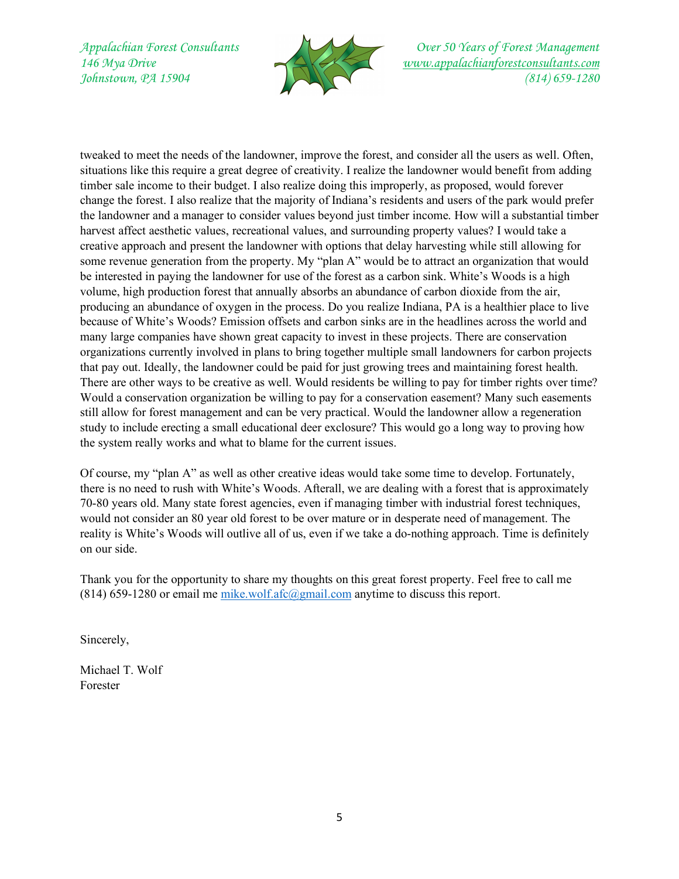tweaked to meet the needs of the landowner, improve the forest, and consider all the users as well. Often, situations like this require a great degree of creativity. I realize the landowner would benefit from adding timber sale income to their budget. I also realize doing this improperly, as proposed, would forever change the forest. I also realize that the majority of Indiana's residents and users of the park would prefer the landowner and a manager to consider values beyond just timber income. How will a substantial timber harvest affect aesthetic values, recreational values, and surrounding property values? I would take a creative approach and present the landowner with options that delay harvesting while still allowing for some revenue generation from the property. My "plan A" would be to attract an organization that would be interested in paying the landowner for use of the forest as a carbon sink. White's Woods is a high volume, high production forest that annually absorbs an abundance of carbon dioxide from the air, producing an abundance of oxygen in the process. Do you realize Indiana, PA is a healthier place to live because of White's Woods? Emission offsets and carbon sinks are in the headlines across the world and many large companies have shown great capacity to invest in these projects. There are conservation organizations currently involved in plans to bring together multiple small landowners for carbon projects that pay out. Ideally, the landowner could be paid for just growing trees and maintaining forest health. There are other ways to be creative as well. Would residents be willing to pay for timber rights over time? Would a conservation organization be willing to pay for a conservation easement? Many such easements still allow for forest management and can be very practical. Would the landowner allow a regeneration study to include erecting a small educational deer exclosure? This would go a long way to proving how the system really works and what to blame for the current issues.

Of course, my "plan A" as well as other creative ideas would take some time to develop. Fortunately, there is no need to rush with White's Woods. Afterall, we are dealing with a forest that is approximately 70-80 years old. Many state forest agencies, even if managing timber with industrial forest techniques, would not consider an 80 year old forest to be over mature or in desperate need of management. The reality is White's Woods will outlive all of us, even if we take a do-nothing approach. Time is definitely on our side.

Thank you for the opportunity to share my thoughts on this great forest property. Feel free to call me (814) 659-1280 or email me mike.wolf.afc@gmail.com anytime to discuss this report.

Sincerely,

Michael T. Wolf
Forester